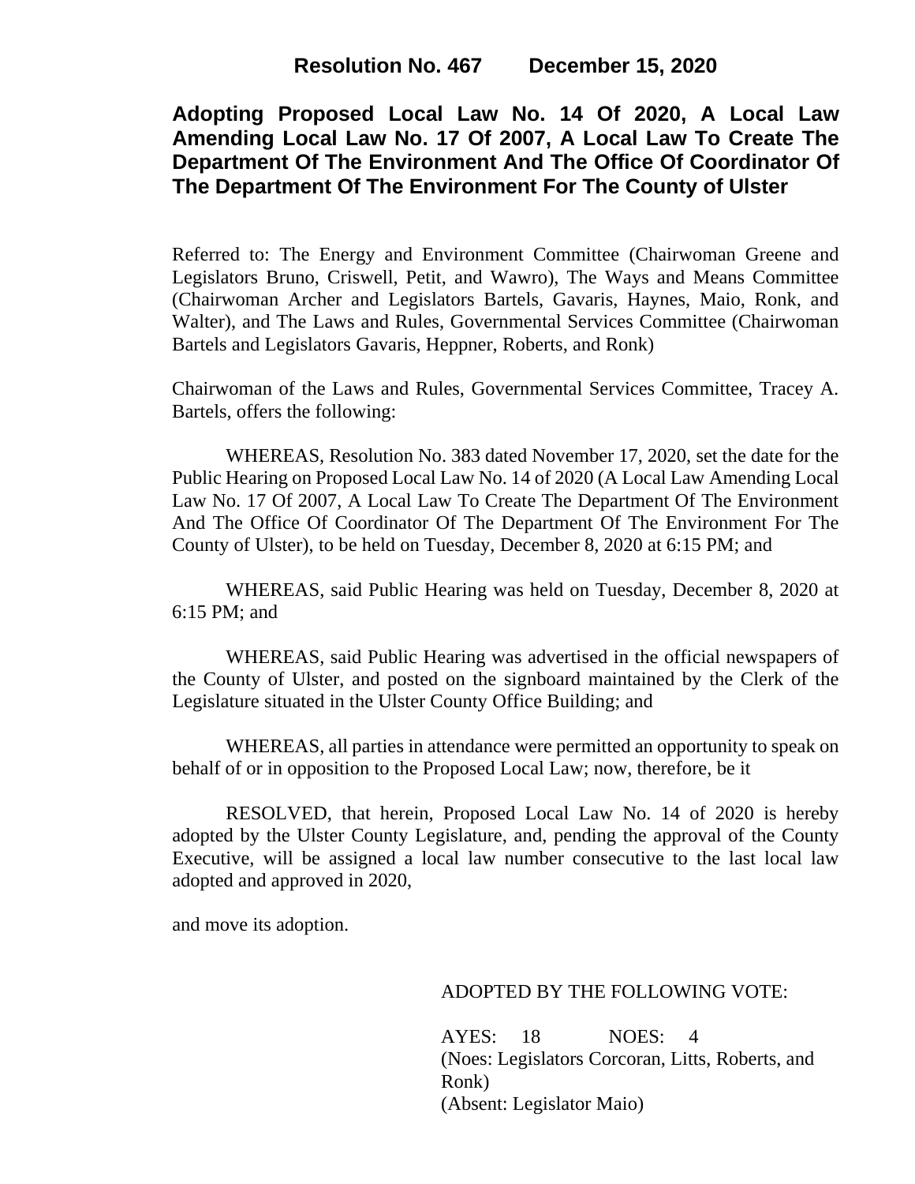**Resolution No. 467 December 15, 2020**

# Adopting Proposed Local Law No. 14 Of 2020, A Local Law Amending Local Law No. 17 Of 2007, A Local Law To Create The Department Of The Environment And The Office Of Coordinator Of The Department Of The Environment For The County of Ulster

Referred to: The Energy and Environment Committee (Chairwoman Greene and Legislators Bruno, Criswell, Petit, and Wawro), The Ways and Means Committee (Chairwoman Archer and Legislators Bartels, Gavaris, Haynes, Maio, Ronk, and Walter), and The Laws and Rules, Governmental Services Committee (Chairwoman Bartels and Legislators Gavaris, Heppner, Roberts, and Ronk)

Chairwoman of the Laws and Rules, Governmental Services Committee, Tracey A. Bartels, offers the following:

WHEREAS, Resolution No. 383 dated November 17, 2020, set the date for the Public Hearing on Proposed Local Law No. 14 of 2020 (A Local Law Amending Local Law No. 17 Of 2007, A Local Law To Create The Department Of The Environment And The Office Of Coordinator Of The Department Of The Environment For The County of Ulster), to be held on Tuesday, December 8, 2020 at 6:15 PM; and

WHEREAS, said Public Hearing was held on Tuesday, December 8, 2020 at 6:15 PM; and

WHEREAS, said Public Hearing was advertised in the official newspapers of the County of Ulster, and posted on the signboard maintained by the Clerk of the Legislature situated in the Ulster County Office Building; and

WHEREAS, all parties in attendance were permitted an opportunity to speak on behalf of or in opposition to the Proposed Local Law; now, therefore, be it

RESOLVED, that herein, Proposed Local Law No. 14 of 2020 is hereby adopted by the Ulster County Legislature, and, pending the approval of the County Executive, will be assigned a local law number consecutive to the last local law adopted and approved in 2020,

and move its adoption.

ADOPTED BY THE FOLLOWING VOTE:

AYES: 18 NOES: 4
(Noes: Legislators Corcoran, Litts, Roberts, and Ronk)
(Absent: Legislator Maio)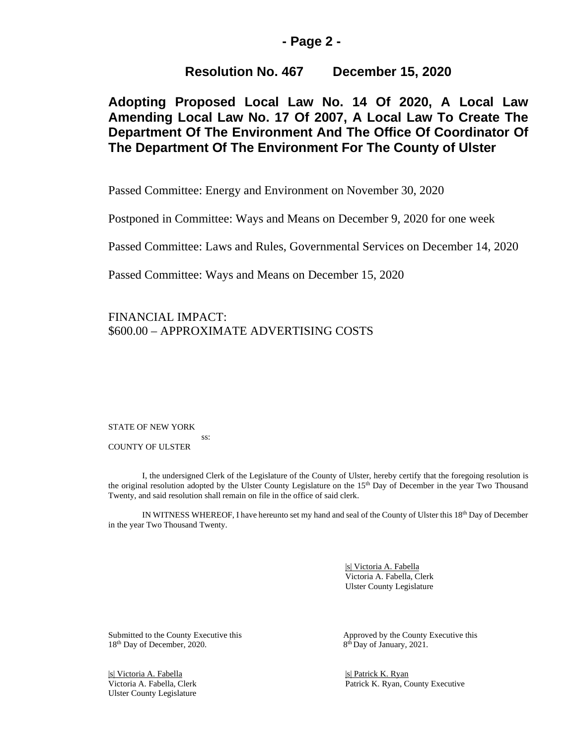## Resolution No. 467 December 15, 2020

## Adopting Proposed Local Law No. 14 Of 2020, A Local Law Amending Local Law No. 17 Of 2007, A Local Law To Create The Department Of The Environment And The Office Of Coordinator Of The Department Of The Environment For The County of Ulster

Passed Committee: Energy and Environment on November 30, 2020

Postponed in Committee: Ways and Means on December 9, 2020 for one week

Passed Committee: Laws and Rules, Governmental Services on December 14, 2020

Passed Committee: Ways and Means on December 15, 2020

FINANCIAL IMPACT:
$600.00 – APPROXIMATE ADVERTISING COSTS

STATE OF NEW YORK
ss:
COUNTY OF ULSTER

I, the undersigned Clerk of the Legislature of the County of Ulster, hereby certify that the foregoing resolution is the original resolution adopted by the Ulster County Legislature on the 15th Day of December in the year Two Thousand Twenty, and said resolution shall remain on file in the office of said clerk.

IN WITNESS WHEREOF, I have hereunto set my hand and seal of the County of Ulster this 18th Day of December in the year Two Thousand Twenty.

|s| Victoria A. Fabella
Victoria A. Fabella, Clerk
Ulster County Legislature

Submitted to the County Executive this
18th Day of December, 2020.

|s| Victoria A. Fabella
Victoria A. Fabella, Clerk
Ulster County Legislature

Approved by the County Executive this
8th Day of January, 2021.

|s| Patrick K. Ryan
Patrick K. Ryan, County Executive